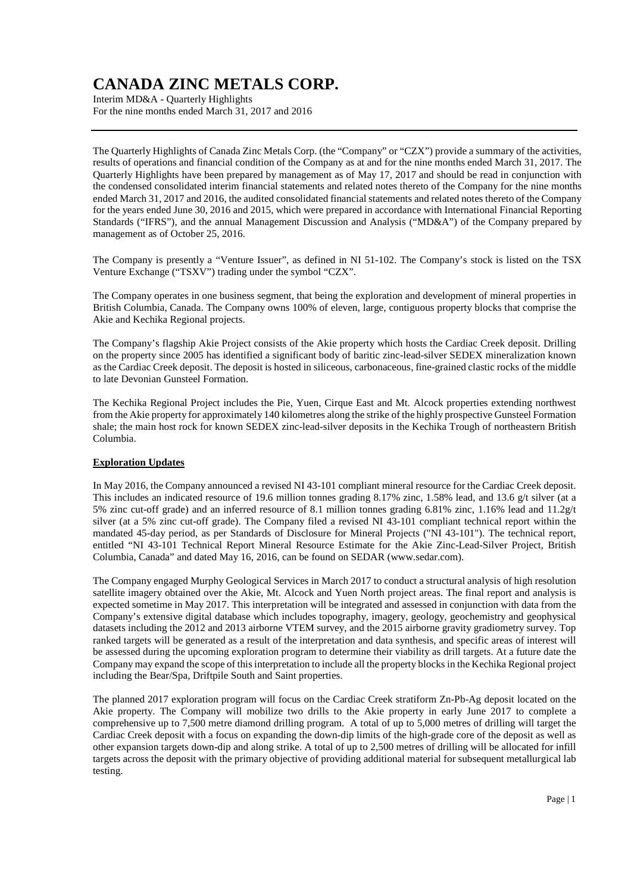# CANADA ZINC METALS CORP.

Interim MD&A - Quarterly Highlights
For the nine months ended March 31, 2017 and 2016

The Quarterly Highlights of Canada Zinc Metals Corp. (the "Company" or "CZX") provide a summary of the activities, results of operations and financial condition of the Company as at and for the nine months ended March 31, 2017. The Quarterly Highlights have been prepared by management as of May 17, 2017 and should be read in conjunction with the condensed consolidated interim financial statements and related notes thereto of the Company for the nine months ended March 31, 2017 and 2016, the audited consolidated financial statements and related notes thereto of the Company for the years ended June 30, 2016 and 2015, which were prepared in accordance with International Financial Reporting Standards ("IFRS"), and the annual Management Discussion and Analysis ("MD&A") of the Company prepared by management as of October 25, 2016.

The Company is presently a "Venture Issuer", as defined in NI 51-102. The Company's stock is listed on the TSX Venture Exchange ("TSXV") trading under the symbol "CZX".

The Company operates in one business segment, that being the exploration and development of mineral properties in British Columbia, Canada. The Company owns 100% of eleven, large, contiguous property blocks that comprise the Akie and Kechika Regional projects.

The Company's flagship Akie Project consists of the Akie property which hosts the Cardiac Creek deposit. Drilling on the property since 2005 has identified a significant body of baritic zinc-lead-silver SEDEX mineralization known as the Cardiac Creek deposit. The deposit is hosted in siliceous, carbonaceous, fine-grained clastic rocks of the middle to late Devonian Gunsteel Formation.

The Kechika Regional Project includes the Pie, Yuen, Cirque East and Mt. Alcock properties extending northwest from the Akie property for approximately 140 kilometres along the strike of the highly prospective Gunsteel Formation shale; the main host rock for known SEDEX zinc-lead-silver deposits in the Kechika Trough of northeastern British Columbia.

## Exploration Updates

In May 2016, the Company announced a revised NI 43-101 compliant mineral resource for the Cardiac Creek deposit. This includes an indicated resource of 19.6 million tonnes grading 8.17% zinc, 1.58% lead, and 13.6 g/t silver (at a 5% zinc cut-off grade) and an inferred resource of 8.1 million tonnes grading 6.81% zinc, 1.16% lead and 11.2g/t silver (at a 5% zinc cut-off grade). The Company filed a revised NI 43-101 compliant technical report within the mandated 45-day period, as per Standards of Disclosure for Mineral Projects ("NI 43-101"). The technical report, entitled "NI 43-101 Technical Report Mineral Resource Estimate for the Akie Zinc-Lead-Silver Project, British Columbia, Canada" and dated May 16, 2016, can be found on SEDAR (www.sedar.com).

The Company engaged Murphy Geological Services in March 2017 to conduct a structural analysis of high resolution satellite imagery obtained over the Akie, Mt. Alcock and Yuen North project areas. The final report and analysis is expected sometime in May 2017. This interpretation will be integrated and assessed in conjunction with data from the Company's extensive digital database which includes topography, imagery, geology, geochemistry and geophysical datasets including the 2012 and 2013 airborne VTEM survey, and the 2015 airborne gravity gradiometry survey. Top ranked targets will be generated as a result of the interpretation and data synthesis, and specific areas of interest will be assessed during the upcoming exploration program to determine their viability as drill targets. At a future date the Company may expand the scope of this interpretation to include all the property blocks in the Kechika Regional project including the Bear/Spa, Driftpile South and Saint properties.

The planned 2017 exploration program will focus on the Cardiac Creek stratiform Zn-Pb-Ag deposit located on the Akie property. The Company will mobilize two drills to the Akie property in early June 2017 to complete a comprehensive up to 7,500 metre diamond drilling program. A total of up to 5,000 metres of drilling will target the Cardiac Creek deposit with a focus on expanding the down-dip limits of the high-grade core of the deposit as well as other expansion targets down-dip and along strike. A total of up to 2,500 metres of drilling will be allocated for infill targets across the deposit with the primary objective of providing additional material for subsequent metallurgical lab testing.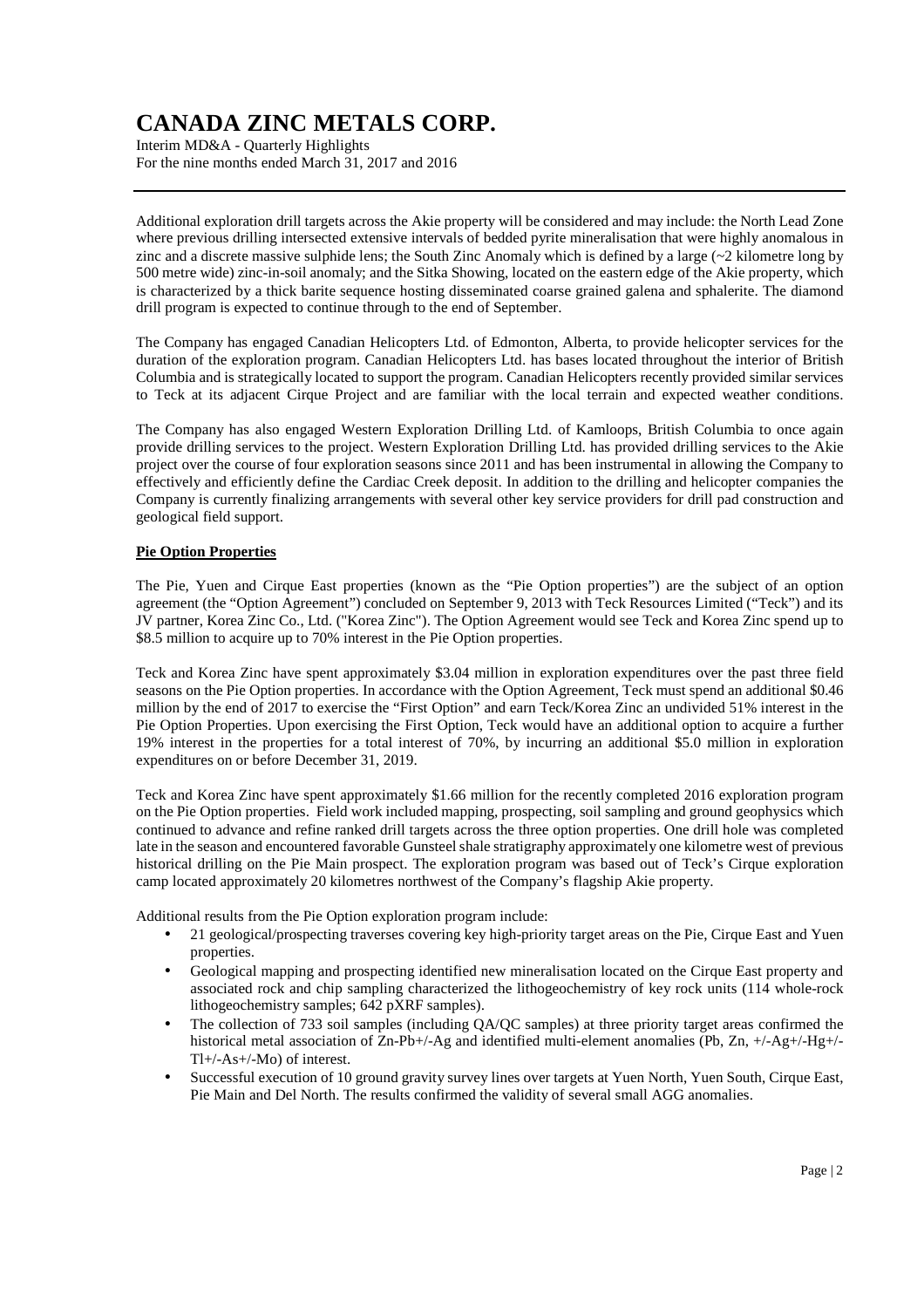Additional exploration drill targets across the Akie property will be considered and may include: the North Lead Zone where previous drilling intersected extensive intervals of bedded pyrite mineralisation that were highly anomalous in zinc and a discrete massive sulphide lens; the South Zinc Anomaly which is defined by a large (~2 kilometre long by 500 metre wide) zinc-in-soil anomaly; and the Sitka Showing, located on the eastern edge of the Akie property, which is characterized by a thick barite sequence hosting disseminated coarse grained galena and sphalerite. The diamond drill program is expected to continue through to the end of September.

The Company has engaged Canadian Helicopters Ltd. of Edmonton, Alberta, to provide helicopter services for the duration of the exploration program. Canadian Helicopters Ltd. has bases located throughout the interior of British Columbia and is strategically located to support the program. Canadian Helicopters recently provided similar services to Teck at its adjacent Cirque Project and are familiar with the local terrain and expected weather conditions.

The Company has also engaged Western Exploration Drilling Ltd. of Kamloops, British Columbia to once again provide drilling services to the project. Western Exploration Drilling Ltd. has provided drilling services to the Akie project over the course of four exploration seasons since 2011 and has been instrumental in allowing the Company to effectively and efficiently define the Cardiac Creek deposit. In addition to the drilling and helicopter companies the Company is currently finalizing arrangements with several other key service providers for drill pad construction and geological field support.

**Pie Option Properties**

The Pie, Yuen and Cirque East properties (known as the "Pie Option properties") are the subject of an option agreement (the "Option Agreement") concluded on September 9, 2013 with Teck Resources Limited ("Teck") and its JV partner, Korea Zinc Co., Ltd. ("Korea Zinc"). The Option Agreement would see Teck and Korea Zinc spend up to $8.5 million to acquire up to 70% interest in the Pie Option properties.

Teck and Korea Zinc have spent approximately $3.04 million in exploration expenditures over the past three field seasons on the Pie Option properties. In accordance with the Option Agreement, Teck must spend an additional $0.46 million by the end of 2017 to exercise the "First Option" and earn Teck/Korea Zinc an undivided 51% interest in the Pie Option Properties. Upon exercising the First Option, Teck would have an additional option to acquire a further 19% interest in the properties for a total interest of 70%, by incurring an additional $5.0 million in exploration expenditures on or before December 31, 2019.

Teck and Korea Zinc have spent approximately $1.66 million for the recently completed 2016 exploration program on the Pie Option properties. Field work included mapping, prospecting, soil sampling and ground geophysics which continued to advance and refine ranked drill targets across the three option properties. One drill hole was completed late in the season and encountered favorable Gunsteel shale stratigraphy approximately one kilometre west of previous historical drilling on the Pie Main prospect. The exploration program was based out of Teck's Cirque exploration camp located approximately 20 kilometres northwest of the Company's flagship Akie property.

Additional results from the Pie Option exploration program include:

- 21 geological/prospecting traverses covering key high-priority target areas on the Pie, Cirque East and Yuen properties.
- Geological mapping and prospecting identified new mineralisation located on the Cirque East property and associated rock and chip sampling characterized the lithogeochemistry of key rock units (114 whole-rock lithogeochemistry samples; 642 pXRF samples).
- The collection of 733 soil samples (including QA/QC samples) at three priority target areas confirmed the historical metal association of Zn-Pb+/-Ag and identified multi-element anomalies (Pb, Zn, +/-Ag+/-Hg+/-Tl+/-As+/-Mo) of interest.
- Successful execution of 10 ground gravity survey lines over targets at Yuen North, Yuen South, Cirque East, Pie Main and Del North. The results confirmed the validity of several small AGG anomalies.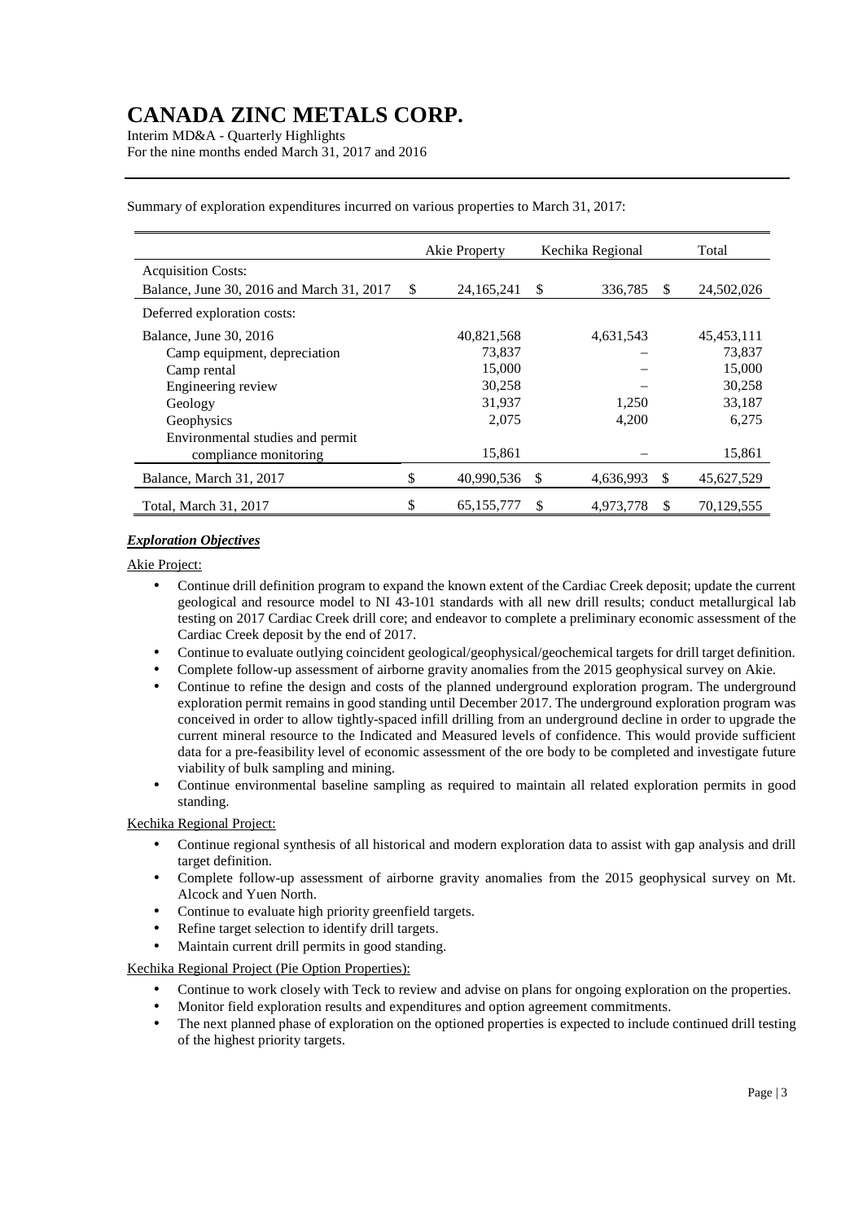Summary of exploration expenditures incurred on various properties to March 31, 2017:

| | Akie Property | Kechika Regional | Total |
|---|---|---|---|
| Acquisition Costs: | | | |
| Balance, June 30, 2016 and March 31, 2017 | $ 24,165,241 | $ 336,785 | $ 24,502,026 |
| Deferred exploration costs: | | | |
| Balance, June 30, 2016 | 40,821,568 | 4,631,543 | 45,453,111 |
| Camp equipment, depreciation | 73,837 | – | 73,837 |
| Camp rental | 15,000 | – | 15,000 |
| Engineering review | 30,258 | – | 30,258 |
| Geology | 31,937 | 1,250 | 33,187 |
| Geophysics | 2,075 | 4,200 | 6,275 |
| Environmental studies and permit compliance monitoring | 15,861 | – | 15,861 |
| Balance, March 31, 2017 | $ 40,990,536 | $ 4,636,993 | $ 45,627,529 |
| Total, March 31, 2017 | $ 65,155,777 | $ 4,973,778 | $ 70,129,555 |

***Exploration Objectives***

Akie Project:

- Continue drill definition program to expand the known extent of the Cardiac Creek deposit; update the current geological and resource model to NI 43-101 standards with all new drill results; conduct metallurgical lab testing on 2017 Cardiac Creek drill core; and endeavor to complete a preliminary economic assessment of the Cardiac Creek deposit by the end of 2017.
- Continue to evaluate outlying coincident geological/geophysical/geochemical targets for drill target definition.
- Complete follow-up assessment of airborne gravity anomalies from the 2015 geophysical survey on Akie.
- Continue to refine the design and costs of the planned underground exploration program. The underground exploration permit remains in good standing until December 2017. The underground exploration program was conceived in order to allow tightly-spaced infill drilling from an underground decline in order to upgrade the current mineral resource to the Indicated and Measured levels of confidence. This would provide sufficient data for a pre-feasibility level of economic assessment of the ore body to be completed and investigate future viability of bulk sampling and mining.
- Continue environmental baseline sampling as required to maintain all related exploration permits in good standing.

Kechika Regional Project:

- Continue regional synthesis of all historical and modern exploration data to assist with gap analysis and drill target definition.
- Complete follow-up assessment of airborne gravity anomalies from the 2015 geophysical survey on Mt. Alcock and Yuen North.
- Continue to evaluate high priority greenfield targets.
- Refine target selection to identify drill targets.
- Maintain current drill permits in good standing.

Kechika Regional Project (Pie Option Properties):

- Continue to work closely with Teck to review and advise on plans for ongoing exploration on the properties.
- Monitor field exploration results and expenditures and option agreement commitments.
- The next planned phase of exploration on the optioned properties is expected to include continued drill testing of the highest priority targets.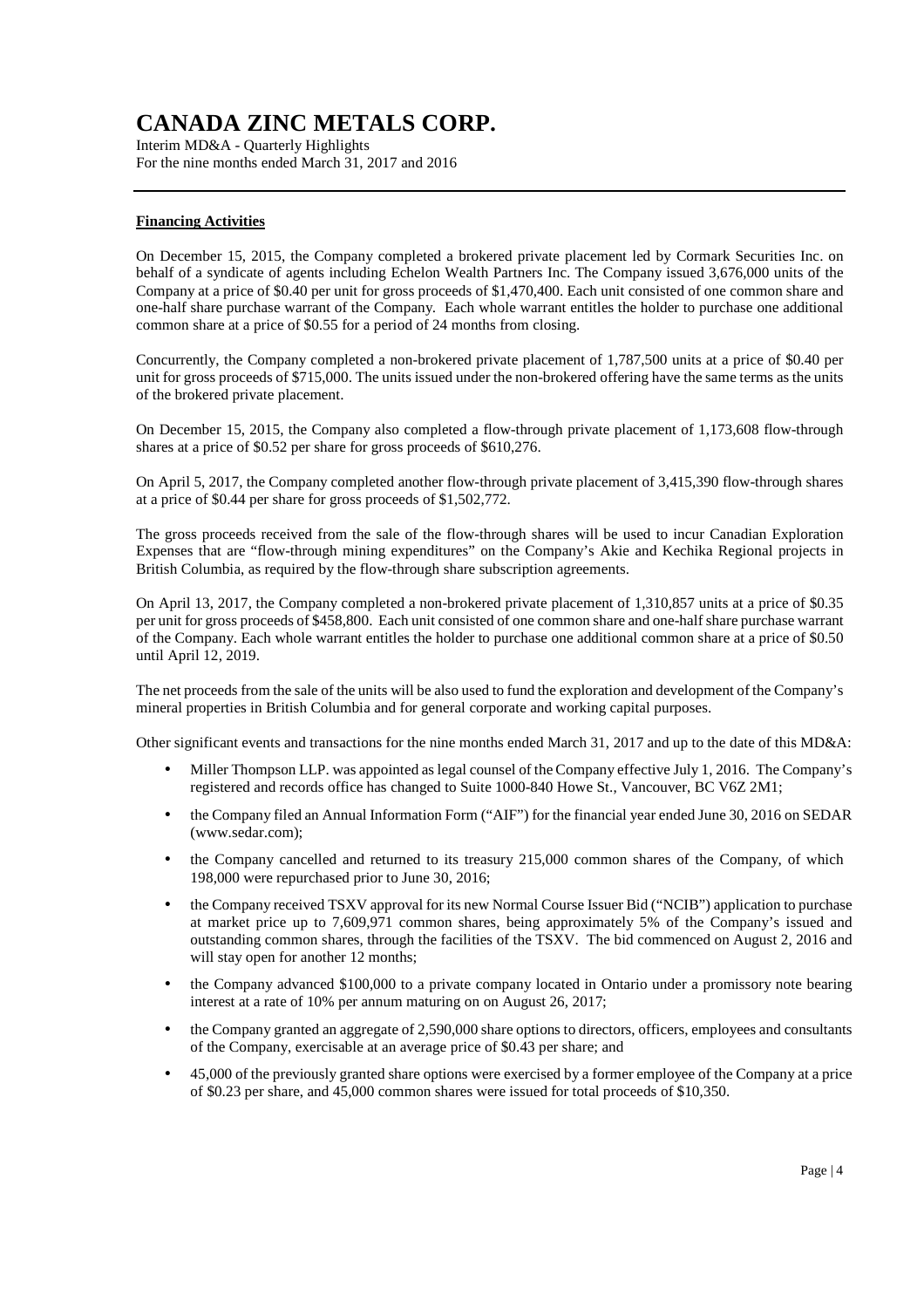**Financing Activities**

On December 15, 2015, the Company completed a brokered private placement led by Cormark Securities Inc. on behalf of a syndicate of agents including Echelon Wealth Partners Inc. The Company issued 3,676,000 units of the Company at a price of $0.40 per unit for gross proceeds of $1,470,400. Each unit consisted of one common share and one-half share purchase warrant of the Company. Each whole warrant entitles the holder to purchase one additional common share at a price of $0.55 for a period of 24 months from closing.

Concurrently, the Company completed a non-brokered private placement of 1,787,500 units at a price of $0.40 per unit for gross proceeds of $715,000. The units issued under the non-brokered offering have the same terms as the units of the brokered private placement.

On December 15, 2015, the Company also completed a flow-through private placement of 1,173,608 flow-through shares at a price of $0.52 per share for gross proceeds of $610,276.

On April 5, 2017, the Company completed another flow-through private placement of 3,415,390 flow-through shares at a price of $0.44 per share for gross proceeds of $1,502,772.

The gross proceeds received from the sale of the flow-through shares will be used to incur Canadian Exploration Expenses that are "flow-through mining expenditures" on the Company's Akie and Kechika Regional projects in British Columbia, as required by the flow-through share subscription agreements.

On April 13, 2017, the Company completed a non-brokered private placement of 1,310,857 units at a price of $0.35 per unit for gross proceeds of $458,800. Each unit consisted of one common share and one-half share purchase warrant of the Company. Each whole warrant entitles the holder to purchase one additional common share at a price of $0.50 until April 12, 2019.

The net proceeds from the sale of the units will be also used to fund the exploration and development of the Company's mineral properties in British Columbia and for general corporate and working capital purposes.

Other significant events and transactions for the nine months ended March 31, 2017 and up to the date of this MD&A:

- Miller Thompson LLP. was appointed as legal counsel of the Company effective July 1, 2016. The Company's registered and records office has changed to Suite 1000-840 Howe St., Vancouver, BC V6Z 2M1;
- the Company filed an Annual Information Form ("AIF") for the financial year ended June 30, 2016 on SEDAR (www.sedar.com);
- the Company cancelled and returned to its treasury 215,000 common shares of the Company, of which 198,000 were repurchased prior to June 30, 2016;
- the Company received TSXV approval for its new Normal Course Issuer Bid ("NCIB") application to purchase at market price up to 7,609,971 common shares, being approximately 5% of the Company's issued and outstanding common shares, through the facilities of the TSXV. The bid commenced on August 2, 2016 and will stay open for another 12 months;
- the Company advanced $100,000 to a private company located in Ontario under a promissory note bearing interest at a rate of 10% per annum maturing on on August 26, 2017;
- the Company granted an aggregate of 2,590,000 share options to directors, officers, employees and consultants of the Company, exercisable at an average price of $0.43 per share; and
- 45,000 of the previously granted share options were exercised by a former employee of the Company at a price of $0.23 per share, and 45,000 common shares were issued for total proceeds of $10,350.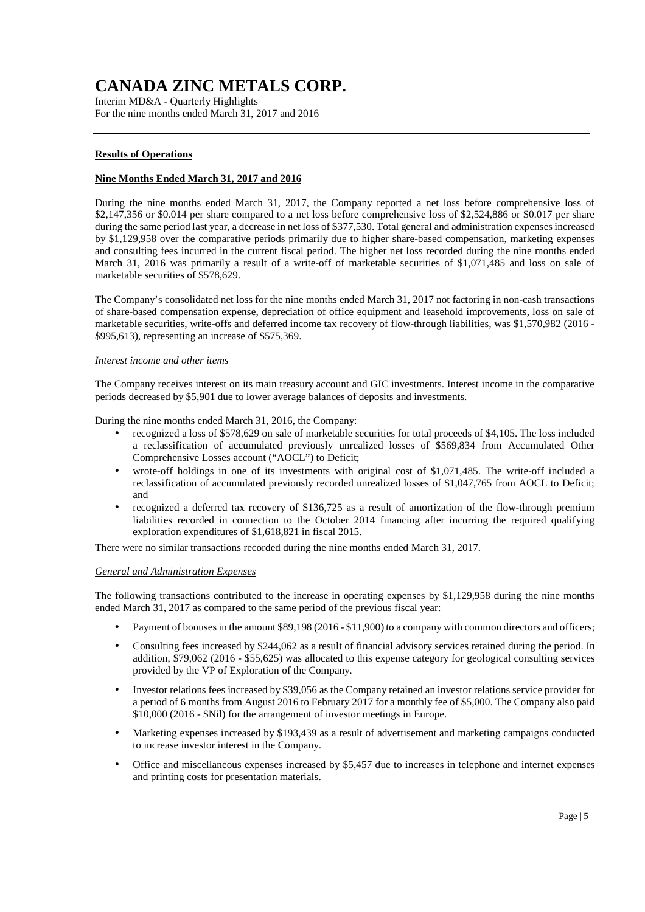**Results of Operations**

**Nine Months Ended March 31, 2017 and 2016**

During the nine months ended March 31, 2017, the Company reported a net loss before comprehensive loss of $2,147,356 or $0.014 per share compared to a net loss before comprehensive loss of $2,524,886 or $0.017 per share during the same period last year, a decrease in net loss of $377,530. Total general and administration expenses increased by $1,129,958 over the comparative periods primarily due to higher share-based compensation, marketing expenses and consulting fees incurred in the current fiscal period. The higher net loss recorded during the nine months ended March 31, 2016 was primarily a result of a write-off of marketable securities of $1,071,485 and loss on sale of marketable securities of $578,629.

The Company's consolidated net loss for the nine months ended March 31, 2017 not factoring in non-cash transactions of share-based compensation expense, depreciation of office equipment and leasehold improvements, loss on sale of marketable securities, write-offs and deferred income tax recovery of flow-through liabilities, was $1,570,982 (2016 - $995,613), representing an increase of $575,369.

*Interest income and other items*

The Company receives interest on its main treasury account and GIC investments. Interest income in the comparative periods decreased by $5,901 due to lower average balances of deposits and investments.

During the nine months ended March 31, 2016, the Company:

- recognized a loss of $578,629 on sale of marketable securities for total proceeds of $4,105. The loss included a reclassification of accumulated previously unrealized losses of $569,834 from Accumulated Other Comprehensive Losses account ("AOCL") to Deficit;
- wrote-off holdings in one of its investments with original cost of $1,071,485. The write-off included a reclassification of accumulated previously recorded unrealized losses of $1,047,765 from AOCL to Deficit; and
- recognized a deferred tax recovery of $136,725 as a result of amortization of the flow-through premium liabilities recorded in connection to the October 2014 financing after incurring the required qualifying exploration expenditures of $1,618,821 in fiscal 2015.

There were no similar transactions recorded during the nine months ended March 31, 2017.

*General and Administration Expenses*

The following transactions contributed to the increase in operating expenses by $1,129,958 during the nine months ended March 31, 2017 as compared to the same period of the previous fiscal year:

- Payment of bonuses in the amount $89,198 (2016 - $11,900) to a company with common directors and officers;
- Consulting fees increased by $244,062 as a result of financial advisory services retained during the period. In addition, $79,062 (2016 - $55,625) was allocated to this expense category for geological consulting services provided by the VP of Exploration of the Company.
- Investor relations fees increased by $39,056 as the Company retained an investor relations service provider for a period of 6 months from August 2016 to February 2017 for a monthly fee of $5,000. The Company also paid $10,000 (2016 - $Nil) for the arrangement of investor meetings in Europe.
- Marketing expenses increased by $193,439 as a result of advertisement and marketing campaigns conducted to increase investor interest in the Company.
- Office and miscellaneous expenses increased by $5,457 due to increases in telephone and internet expenses and printing costs for presentation materials.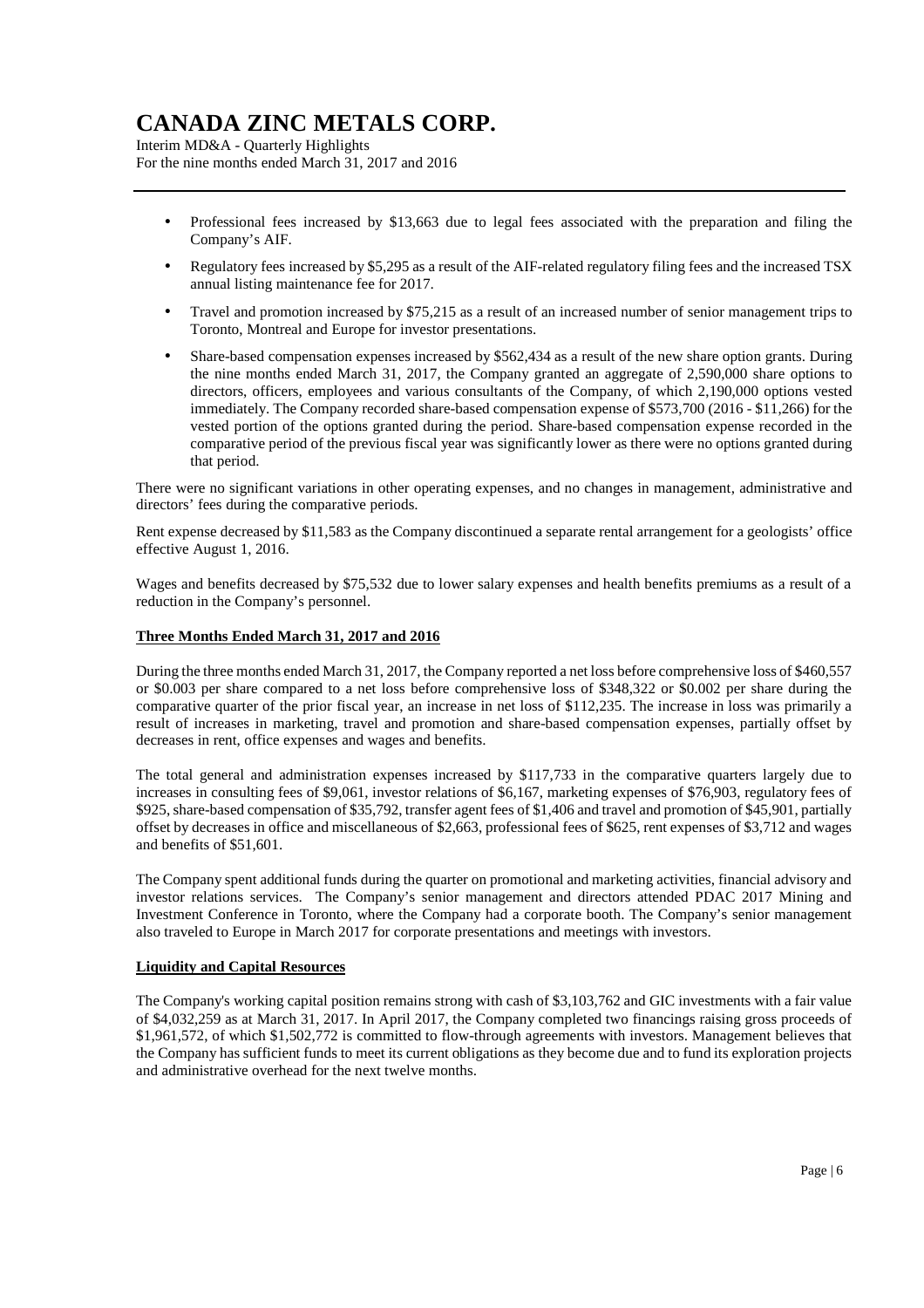- Professional fees increased by $13,663 due to legal fees associated with the preparation and filing the Company's AIF.
- Regulatory fees increased by $5,295 as a result of the AIF-related regulatory filing fees and the increased TSX annual listing maintenance fee for 2017.
- Travel and promotion increased by $75,215 as a result of an increased number of senior management trips to Toronto, Montreal and Europe for investor presentations.
- Share-based compensation expenses increased by $562,434 as a result of the new share option grants. During the nine months ended March 31, 2017, the Company granted an aggregate of 2,590,000 share options to directors, officers, employees and various consultants of the Company, of which 2,190,000 options vested immediately. The Company recorded share-based compensation expense of $573,700 (2016 - $11,266) for the vested portion of the options granted during the period. Share-based compensation expense recorded in the comparative period of the previous fiscal year was significantly lower as there were no options granted during that period.

There were no significant variations in other operating expenses, and no changes in management, administrative and directors' fees during the comparative periods.

Rent expense decreased by $11,583 as the Company discontinued a separate rental arrangement for a geologists' office effective August 1, 2016.

Wages and benefits decreased by $75,532 due to lower salary expenses and health benefits premiums as a result of a reduction in the Company's personnel.

**Three Months Ended March 31, 2017 and 2016**

During the three months ended March 31, 2017, the Company reported a net loss before comprehensive loss of $460,557 or $0.003 per share compared to a net loss before comprehensive loss of $348,322 or $0.002 per share during the comparative quarter of the prior fiscal year, an increase in net loss of $112,235. The increase in loss was primarily a result of increases in marketing, travel and promotion and share-based compensation expenses, partially offset by decreases in rent, office expenses and wages and benefits.

The total general and administration expenses increased by $117,733 in the comparative quarters largely due to increases in consulting fees of $9,061, investor relations of $6,167, marketing expenses of $76,903, regulatory fees of $925, share-based compensation of $35,792, transfer agent fees of $1,406 and travel and promotion of $45,901, partially offset by decreases in office and miscellaneous of $2,663, professional fees of $625, rent expenses of $3,712 and wages and benefits of $51,601.

The Company spent additional funds during the quarter on promotional and marketing activities, financial advisory and investor relations services. The Company's senior management and directors attended PDAC 2017 Mining and Investment Conference in Toronto, where the Company had a corporate booth. The Company's senior management also traveled to Europe in March 2017 for corporate presentations and meetings with investors.

**Liquidity and Capital Resources**

The Company's working capital position remains strong with cash of $3,103,762 and GIC investments with a fair value of $4,032,259 as at March 31, 2017. In April 2017, the Company completed two financings raising gross proceeds of $1,961,572, of which $1,502,772 is committed to flow-through agreements with investors. Management believes that the Company has sufficient funds to meet its current obligations as they become due and to fund its exploration projects and administrative overhead for the next twelve months.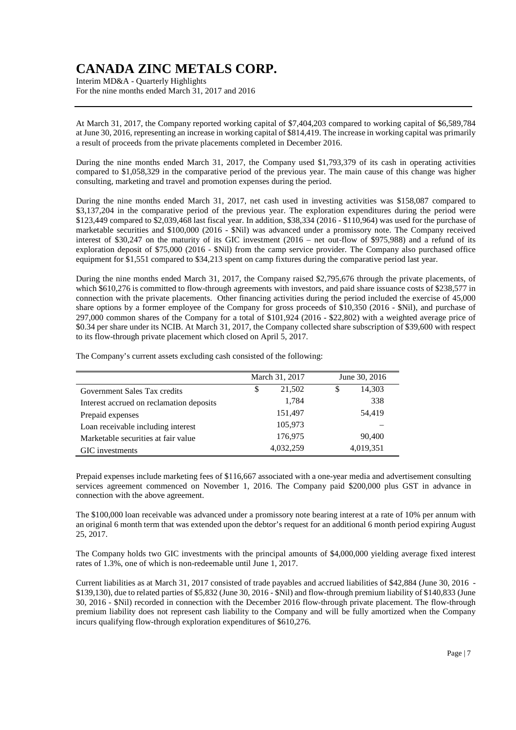At March 31, 2017, the Company reported working capital of $7,404,203 compared to working capital of $6,589,784 at June 30, 2016, representing an increase in working capital of $814,419. The increase in working capital was primarily a result of proceeds from the private placements completed in December 2016.

During the nine months ended March 31, 2017, the Company used $1,793,379 of its cash in operating activities compared to $1,058,329 in the comparative period of the previous year. The main cause of this change was higher consulting, marketing and travel and promotion expenses during the period.

During the nine months ended March 31, 2017, net cash used in investing activities was $158,087 compared to $3,137,204 in the comparative period of the previous year. The exploration expenditures during the period were $123,449 compared to $2,039,468 last fiscal year. In addition, $38,334 (2016 - $110,964) was used for the purchase of marketable securities and $100,000 (2016 - $Nil) was advanced under a promissory note. The Company received interest of $30,247 on the maturity of its GIC investment (2016 – net out-flow of $975,988) and a refund of its exploration deposit of $75,000 (2016 - $Nil) from the camp service provider. The Company also purchased office equipment for $1,551 compared to $34,213 spent on camp fixtures during the comparative period last year.

During the nine months ended March 31, 2017, the Company raised $2,795,676 through the private placements, of which $610,276 is committed to flow-through agreements with investors, and paid share issuance costs of $238,577 in connection with the private placements. Other financing activities during the period included the exercise of 45,000 share options by a former employee of the Company for gross proceeds of $10,350 (2016 - $Nil), and purchase of 297,000 common shares of the Company for a total of $101,924 (2016 - $22,802) with a weighted average price of $0.34 per share under its NCIB. At March 31, 2017, the Company collected share subscription of $39,600 with respect to its flow-through private placement which closed on April 5, 2017.

The Company's current assets excluding cash consisted of the following:

| | March 31, 2017 | June 30, 2016 |
|---|---|---|
| Government Sales Tax credits | $ 21,502 | $ 14,303 |
| Interest accrued on reclamation deposits | 1,784 | 338 |
| Prepaid expenses | 151,497 | 54,419 |
| Loan receivable including interest | 105,973 | – |
| Marketable securities at fair value | 176,975 | 90,400 |
| GIC investments | 4,032,259 | 4,019,351 |

Prepaid expenses include marketing fees of $116,667 associated with a one-year media and advertisement consulting services agreement commenced on November 1, 2016. The Company paid $200,000 plus GST in advance in connection with the above agreement.

The $100,000 loan receivable was advanced under a promissory note bearing interest at a rate of 10% per annum with an original 6 month term that was extended upon the debtor's request for an additional 6 month period expiring August 25, 2017.

The Company holds two GIC investments with the principal amounts of $4,000,000 yielding average fixed interest rates of 1.3%, one of which is non-redeemable until June 1, 2017.

Current liabilities as at March 31, 2017 consisted of trade payables and accrued liabilities of $42,884 (June 30, 2016 - $139,130), due to related parties of $5,832 (June 30, 2016 - $Nil) and flow-through premium liability of $140,833 (June 30, 2016 - $Nil) recorded in connection with the December 2016 flow-through private placement. The flow-through premium liability does not represent cash liability to the Company and will be fully amortized when the Company incurs qualifying flow-through exploration expenditures of $610,276.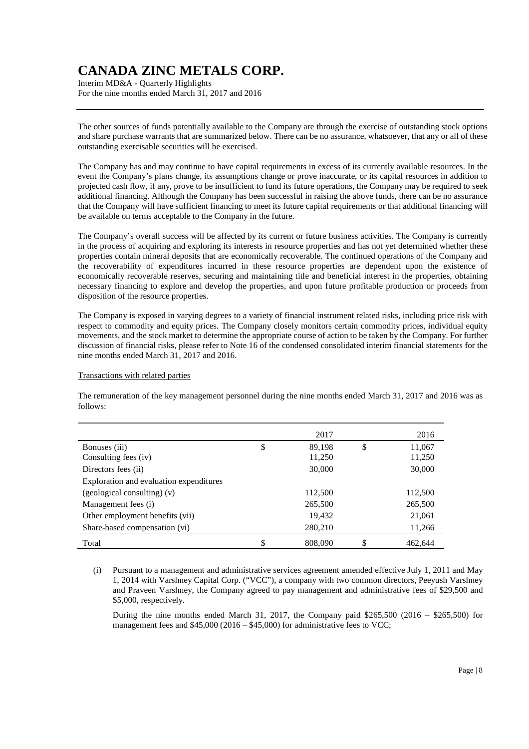The other sources of funds potentially available to the Company are through the exercise of outstanding stock options and share purchase warrants that are summarized below. There can be no assurance, whatsoever, that any or all of these outstanding exercisable securities will be exercised.

The Company has and may continue to have capital requirements in excess of its currently available resources. In the event the Company's plans change, its assumptions change or prove inaccurate, or its capital resources in addition to projected cash flow, if any, prove to be insufficient to fund its future operations, the Company may be required to seek additional financing. Although the Company has been successful in raising the above funds, there can be no assurance that the Company will have sufficient financing to meet its future capital requirements or that additional financing will be available on terms acceptable to the Company in the future.

The Company's overall success will be affected by its current or future business activities. The Company is currently in the process of acquiring and exploring its interests in resource properties and has not yet determined whether these properties contain mineral deposits that are economically recoverable. The continued operations of the Company and the recoverability of expenditures incurred in these resource properties are dependent upon the existence of economically recoverable reserves, securing and maintaining title and beneficial interest in the properties, obtaining necessary financing to explore and develop the properties, and upon future profitable production or proceeds from disposition of the resource properties.

The Company is exposed in varying degrees to a variety of financial instrument related risks, including price risk with respect to commodity and equity prices. The Company closely monitors certain commodity prices, individual equity movements, and the stock market to determine the appropriate course of action to be taken by the Company. For further discussion of financial risks, please refer to Note 16 of the condensed consolidated interim financial statements for the nine months ended March 31, 2017 and 2016.

Transactions with related parties

The remuneration of the key management personnel during the nine months ended March 31, 2017 and 2016 was as follows:

| | 2017 | 2016 |
|---|---|---|
| Bonuses (iii) | $ 89,198 | $ 11,067 |
| Consulting fees (iv) | 11,250 | 11,250 |
| Directors fees (ii) | 30,000 | 30,000 |
| Exploration and evaluation expenditures (geological consulting) (v) | 112,500 | 112,500 |
| Management fees (i) | 265,500 | 265,500 |
| Other employment benefits (vii) | 19,432 | 21,061 |
| Share-based compensation (vi) | 280,210 | 11,266 |
| Total | $ 808,090 | $ 462,644 |

(i) Pursuant to a management and administrative services agreement amended effective July 1, 2011 and May 1, 2014 with Varshney Capital Corp. ("VCC"), a company with two common directors, Peeyush Varshney and Praveen Varshney, the Company agreed to pay management and administrative fees of $29,500 and $5,000, respectively.

During the nine months ended March 31, 2017, the Company paid $265,500 (2016 – $265,500) for management fees and $45,000 (2016 – $45,000) for administrative fees to VCC;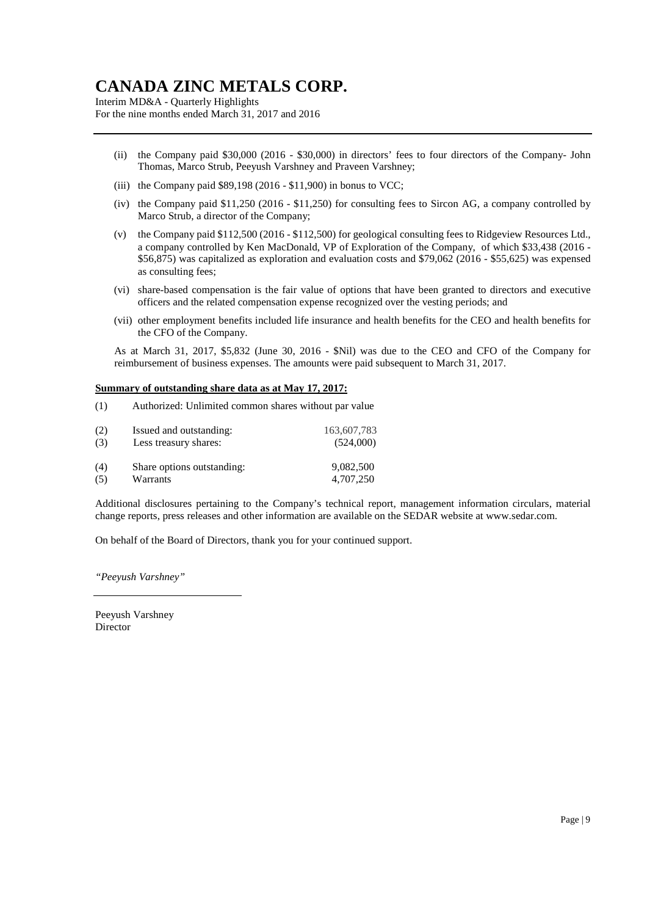(ii) the Company paid \$30,000 (2016 - \$30,000) in directors' fees to four directors of the Company- John Thomas, Marco Strub, Peeyush Varshney and Praveen Varshney;

(iii) the Company paid \$89,198 (2016 - \$11,900) in bonus to VCC;

(iv) the Company paid \$11,250 (2016 - \$11,250) for consulting fees to Sircon AG, a company controlled by Marco Strub, a director of the Company;

(v) the Company paid \$112,500 (2016 - \$112,500) for geological consulting fees to Ridgeview Resources Ltd., a company controlled by Ken MacDonald, VP of Exploration of the Company, of which \$33,438 (2016 - \$56,875) was capitalized as exploration and evaluation costs and \$79,062 (2016 - \$55,625) was expensed as consulting fees;

(vi) share-based compensation is the fair value of options that have been granted to directors and executive officers and the related compensation expense recognized over the vesting periods; and

(vii) other employment benefits included life insurance and health benefits for the CEO and health benefits for the CFO of the Company.

As at March 31, 2017, \$5,832 (June 30, 2016 - \$Nil) was due to the CEO and CFO of the Company for reimbursement of business expenses. The amounts were paid subsequent to March 31, 2017.

**Summary of outstanding share data as at May 17, 2017:**

(1) Authorized: Unlimited common shares without par value

| | | |
|---|---|---|
| (2) | Issued and outstanding: | 163,607,783 |
| (3) | Less treasury shares: | (524,000) |
| (4) | Share options outstanding: | 9,082,500 |
| (5) | Warrants | 4,707,250 |

Additional disclosures pertaining to the Company's technical report, management information circulars, material change reports, press releases and other information are available on the SEDAR website at www.sedar.com.

On behalf of the Board of Directors, thank you for your continued support.

*"Peeyush Varshney"*

Peeyush Varshney
Director